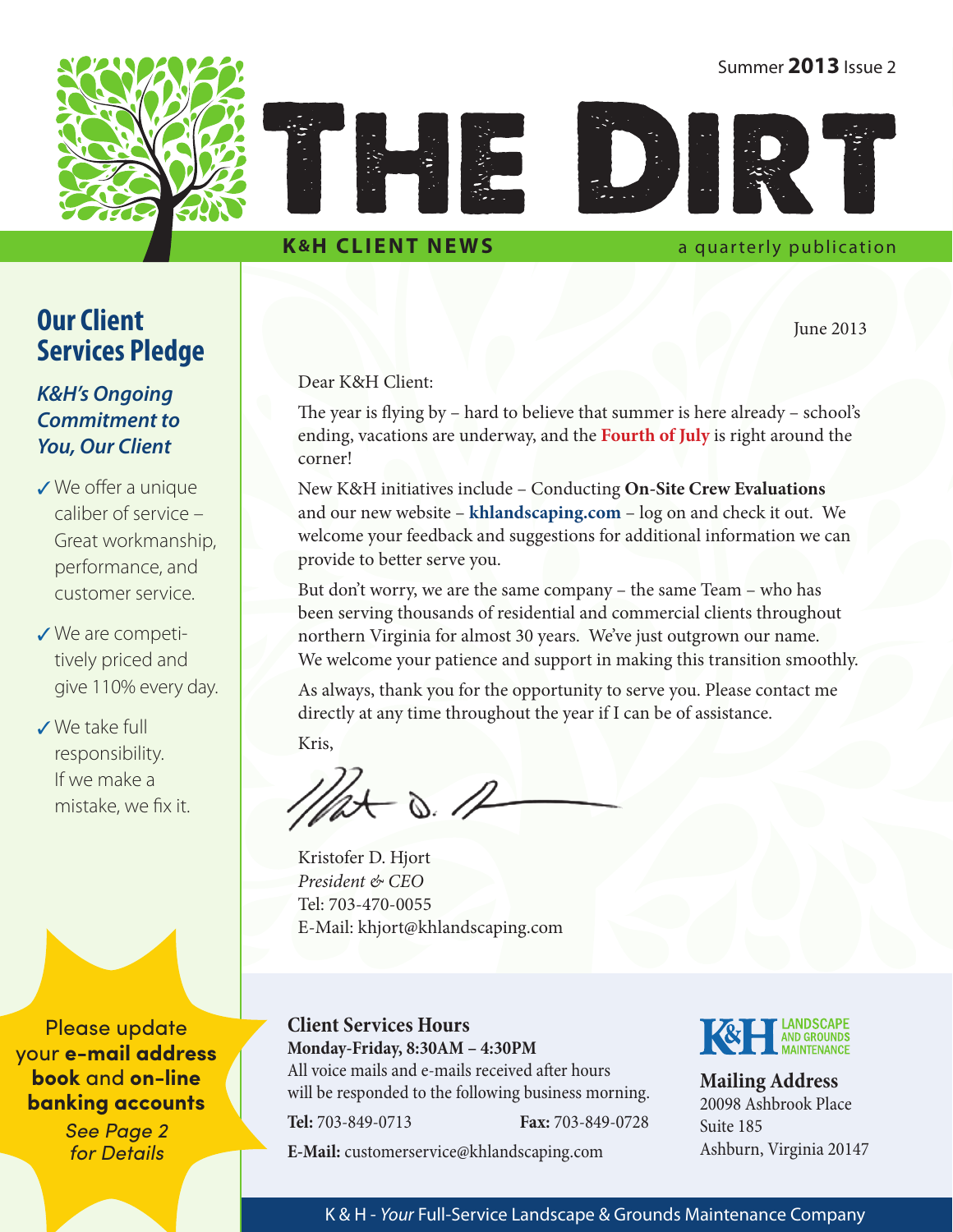Summer **2013** Issue 2

# THE DIRT

**K&H CLIENT NEWS** a quarterly publication

## Our Client Services Pledge

***K&H's Ongoing Commitment to You, Our Client***

- ✓ We offer a unique caliber of service – Great workmanship, performance, and customer service.
- ✓ We are competitively priced and give 110% every day.
- ✓ We take full responsibility. If we make a mistake, we fix it.

Please update your **e-mail address book** and **on-line banking accounts**

*See Page 2 for Details*

June 2013

Dear K&H Client:

The year is flying by – hard to believe that summer is here already – school's ending, vacations are underway, and the **Fourth of July** is right around the corner!

New K&H initiatives include – Conducting **On-Site Crew Evaluations** and our new website – **khlandscaping.com** – log on and check it out. We welcome your feedback and suggestions for additional information we can provide to better serve you.

But don't worry, we are the same company – the same Team – who has been serving thousands of residential and commercial clients throughout northern Virginia for almost 30 years. We've just outgrown our name. We welcome your patience and support in making this transition smoothly.

As always, thank you for the opportunity to serve you. Please contact me directly at any time throughout the year if I can be of assistance.

Kris,

Kristofer D. Hjort
*President & CEO*
Tel: 703-470-0055
E-Mail: khjort@khlandscaping.com

### Client Services Hours

**Monday-Friday, 8:30AM – 4:30PM**
All voice mails and e-mails received after hours will be responded to the following business morning.

**Tel:** 703-849-0713 **Fax:** 703-849-0728

**E-Mail:** customerservice@khlandscaping.com

K&H LANDSCAPE AND GROUNDS MAINTENANCE

### Mailing Address

20098 Ashbrook Place
Suite 185
Ashburn, Virginia 20147

K & H - *Your* Full-Service Landscape & Grounds Maintenance Company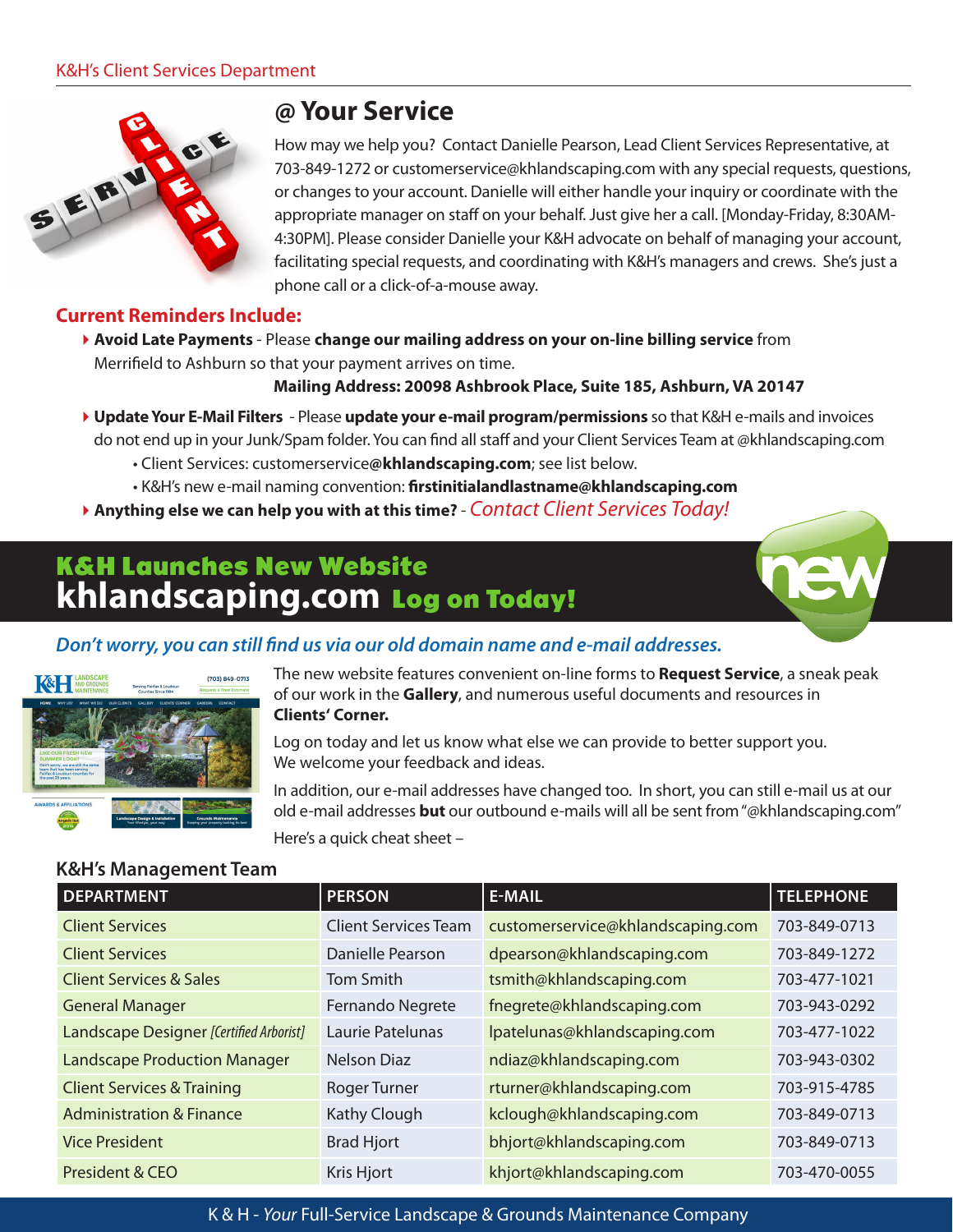K&H's Client Services Department

## @ Your Service

How may we help you? Contact Danielle Pearson, Lead Client Services Representative, at 703-849-1272 or customerservice@khlandscaping.com with any special requests, questions, or changes to your account. Danielle will either handle your inquiry or coordinate with the appropriate manager on staff on your behalf. Just give her a call. [Monday-Friday, 8:30AM-4:30PM]. Please consider Danielle your K&H advocate on behalf of managing your account, facilitating special requests, and coordinating with K&H's managers and crews. She's just a phone call or a click-of-a-mouse away.

### Current Reminders Include:

- **Avoid Late Payments** - Please **change our mailing address on your on-line billing service** from Merrifield to Ashburn so that your payment arrives on time.

  **Mailing Address: 20098 Ashbrook Place, Suite 185, Ashburn, VA 20147**

- **Update Your E-Mail Filters** - Please **update your e-mail program/permissions** so that K&H e-mails and invoices do not end up in your Junk/Spam folder. You can find all staff and your Client Services Team at @khlandscaping.com
  - Client Services: customerservice**@khlandscaping.com**; see list below.
  - K&H's new e-mail naming convention: **firstinitialandlastname@khlandscaping.com**
- **Anything else we can help you with at this time?** - *Contact Client Services Today!*

## K&H Launches New Website

## khlandscaping.com Log on Today!

new

*Don't worry, you can still find us via our old domain name and e-mail addresses.*

The new website features convenient on-line forms to **Request Service**, a sneak peak of our work in the **Gallery**, and numerous useful documents and resources in **Clients' Corner.**

Log on today and let us know what else we can provide to better support you. We welcome your feedback and ideas.

In addition, our e-mail addresses have changed too. In short, you can still e-mail us at our old e-mail addresses **but** our outbound e-mails will all be sent from "@khlandscaping.com"

Here's a quick cheat sheet –

### K&H's Management Team

| DEPARTMENT | PERSON | E-MAIL | TELEPHONE |
| --- | --- | --- | --- |
| Client Services | Client Services Team | customerservice@khlandscaping.com | 703-849-0713 |
| Client Services | Danielle Pearson | dpearson@khlandscaping.com | 703-849-1272 |
| Client Services & Sales | Tom Smith | tsmith@khlandscaping.com | 703-477-1021 |
| General Manager | Fernando Negrete | fnegrete@khlandscaping.com | 703-943-0292 |
| Landscape Designer *[Certified Arborist]* | Laurie Patelunas | lpatelunas@khlandscaping.com | 703-477-1022 |
| Landscape Production Manager | Nelson Diaz | ndiaz@khlandscaping.com | 703-943-0302 |
| Client Services & Training | Roger Turner | rturner@khlandscaping.com | 703-915-4785 |
| Administration & Finance | Kathy Clough | kclough@khlandscaping.com | 703-849-0713 |
| Vice President | Brad Hjort | bhjort@khlandscaping.com | 703-849-0713 |
| President & CEO | Kris Hjort | khjort@khlandscaping.com | 703-470-0055 |

K & H - *Your* Full-Service Landscape & Grounds Maintenance Company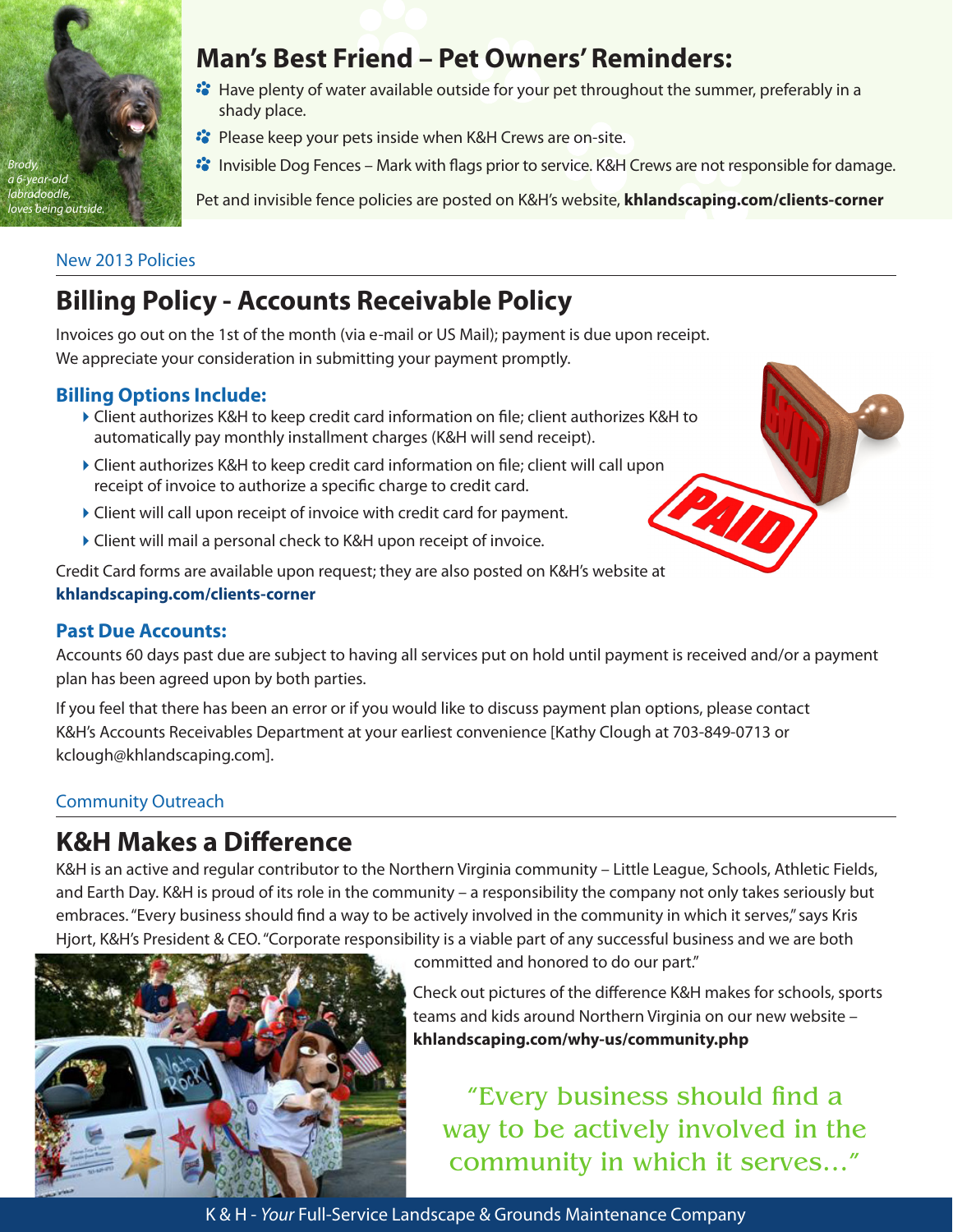Brody, a 6-year-old labradoodle, loves being outside.

## Man's Best Friend – Pet Owners' Reminders:

- Have plenty of water available outside for your pet throughout the summer, preferably in a shady place.
- Please keep your pets inside when K&H Crews are on-site.
- Invisible Dog Fences – Mark with flags prior to service. K&H Crews are not responsible for damage.

Pet and invisible fence policies are posted on K&H's website, **khlandscaping.com/clients-corner**

New 2013 Policies

# Billing Policy - Accounts Receivable Policy

Invoices go out on the 1st of the month (via e-mail or US Mail); payment is due upon receipt. We appreciate your consideration in submitting your payment promptly.

### Billing Options Include:

- Client authorizes K&H to keep credit card information on file; client authorizes K&H to automatically pay monthly installment charges (K&H will send receipt).
- Client authorizes K&H to keep credit card information on file; client will call upon receipt of invoice to authorize a specific charge to credit card.
- Client will call upon receipt of invoice with credit card for payment.
- Client will mail a personal check to K&H upon receipt of invoice.

Credit Card forms are available upon request; they are also posted on K&H's website at **khlandscaping.com/clients-corner**

### Past Due Accounts:

Accounts 60 days past due are subject to having all services put on hold until payment is received and/or a payment plan has been agreed upon by both parties.

If you feel that there has been an error or if you would like to discuss payment plan options, please contact K&H's Accounts Receivables Department at your earliest convenience [Kathy Clough at 703-849-0713 or kclough@khlandscaping.com].

Community Outreach

# K&H Makes a Difference

K&H is an active and regular contributor to the Northern Virginia community – Little League, Schools, Athletic Fields, and Earth Day. K&H is proud of its role in the community – a responsibility the company not only takes seriously but embraces. "Every business should find a way to be actively involved in the community in which it serves," says Kris Hjort, K&H's President & CEO. "Corporate responsibility is a viable part of any successful business and we are both committed and honored to do our part."

Check out pictures of the difference K&H makes for schools, sports teams and kids around Northern Virginia on our new website – **khlandscaping.com/why-us/community.php**

"Every business should find a way to be actively involved in the community in which it serves..."

K & H - *Your* Full-Service Landscape & Grounds Maintenance Company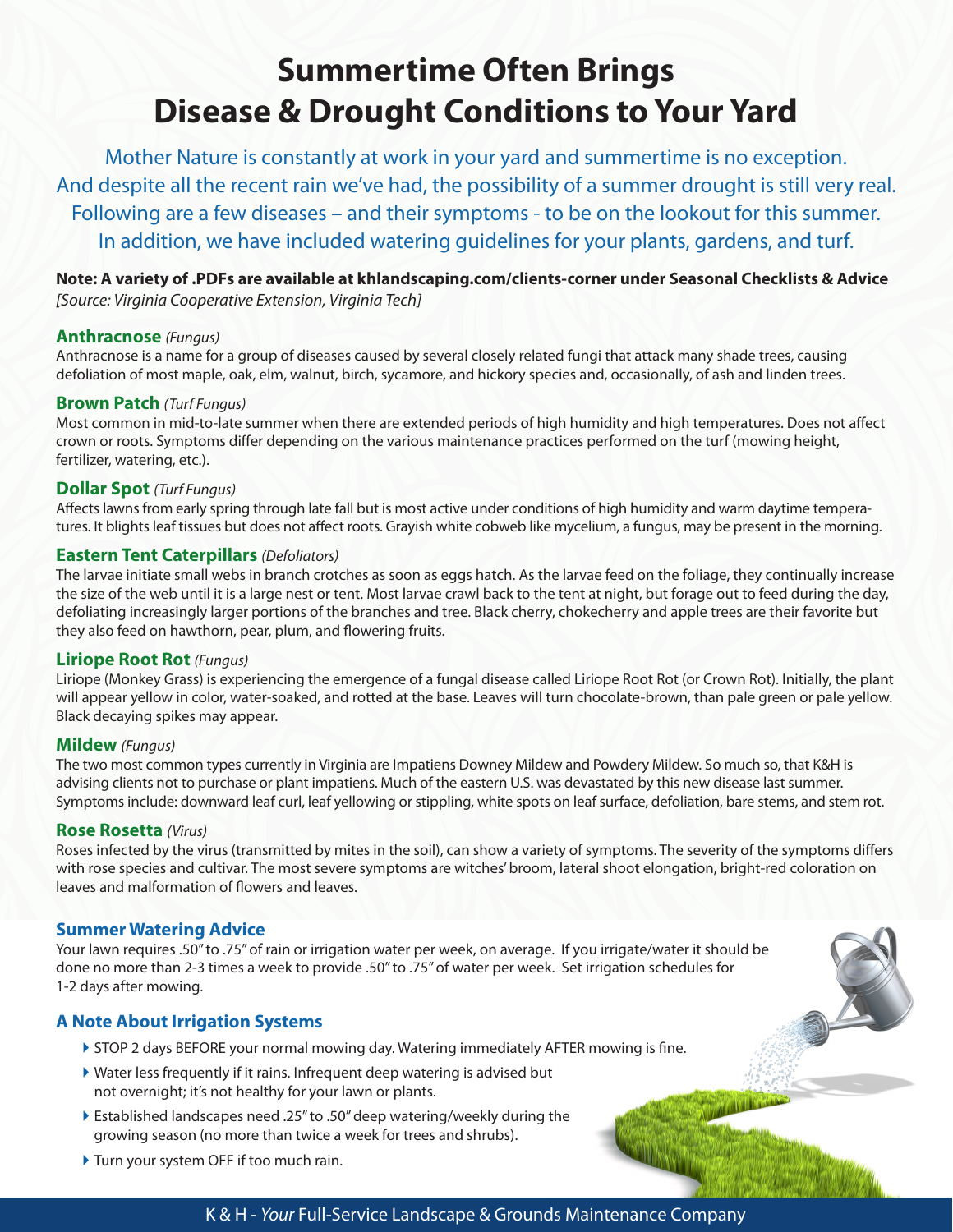# Summertime Often Brings Disease & Drought Conditions to Your Yard

Mother Nature is constantly at work in your yard and summertime is no exception. And despite all the recent rain we've had, the possibility of a summer drought is still very real. Following are a few diseases – and their symptoms - to be on the lookout for this summer. In addition, we have included watering guidelines for your plants, gardens, and turf.

**Note: A variety of .PDFs are available at khlandscaping.com/clients-corner under Seasonal Checklists & Advice**
*[Source: Virginia Cooperative Extension, Virginia Tech]*

### Anthracnose *(Fungus)*

Anthracnose is a name for a group of diseases caused by several closely related fungi that attack many shade trees, causing defoliation of most maple, oak, elm, walnut, birch, sycamore, and hickory species and, occasionally, of ash and linden trees.

### Brown Patch *(Turf Fungus)*

Most common in mid-to-late summer when there are extended periods of high humidity and high temperatures. Does not affect crown or roots. Symptoms differ depending on the various maintenance practices performed on the turf (mowing height, fertilizer, watering, etc.).

### Dollar Spot *(Turf Fungus)*

Affects lawns from early spring through late fall but is most active under conditions of high humidity and warm daytime temperatures. It blights leaf tissues but does not affect roots. Grayish white cobweb like mycelium, a fungus, may be present in the morning.

### Eastern Tent Caterpillars *(Defoliators)*

The larvae initiate small webs in branch crotches as soon as eggs hatch. As the larvae feed on the foliage, they continually increase the size of the web until it is a large nest or tent. Most larvae crawl back to the tent at night, but forage out to feed during the day, defoliating increasingly larger portions of the branches and tree. Black cherry, chokecherry and apple trees are their favorite but they also feed on hawthorn, pear, plum, and flowering fruits.

### Liriope Root Rot *(Fungus)*

Liriope (Monkey Grass) is experiencing the emergence of a fungal disease called Liriope Root Rot (or Crown Rot). Initially, the plant will appear yellow in color, water-soaked, and rotted at the base. Leaves will turn chocolate-brown, than pale green or pale yellow. Black decaying spikes may appear.

### Mildew *(Fungus)*

The two most common types currently in Virginia are Impatiens Downey Mildew and Powdery Mildew. So much so, that K&H is advising clients not to purchase or plant impatiens. Much of the eastern U.S. was devastated by this new disease last summer. Symptoms include: downward leaf curl, leaf yellowing or stippling, white spots on leaf surface, defoliation, bare stems, and stem rot.

### Rose Rosetta *(Virus)*

Roses infected by the virus (transmitted by mites in the soil), can show a variety of symptoms. The severity of the symptoms differs with rose species and cultivar. The most severe symptoms are witches' broom, lateral shoot elongation, bright-red coloration on leaves and malformation of flowers and leaves.

### Summer Watering Advice

Your lawn requires .50" to .75" of rain or irrigation water per week, on average. If you irrigate/water it should be done no more than 2-3 times a week to provide .50" to .75" of water per week. Set irrigation schedules for 1-2 days after mowing.

### A Note About Irrigation Systems

- STOP 2 days BEFORE your normal mowing day. Watering immediately AFTER mowing is fine.
- Water less frequently if it rains. Infrequent deep watering is advised but not overnight; it's not healthy for your lawn or plants.
- Established landscapes need .25" to .50" deep watering/weekly during the growing season (no more than twice a week for trees and shrubs).
- Turn your system OFF if too much rain.

K & H - *Your* Full-Service Landscape & Grounds Maintenance Company